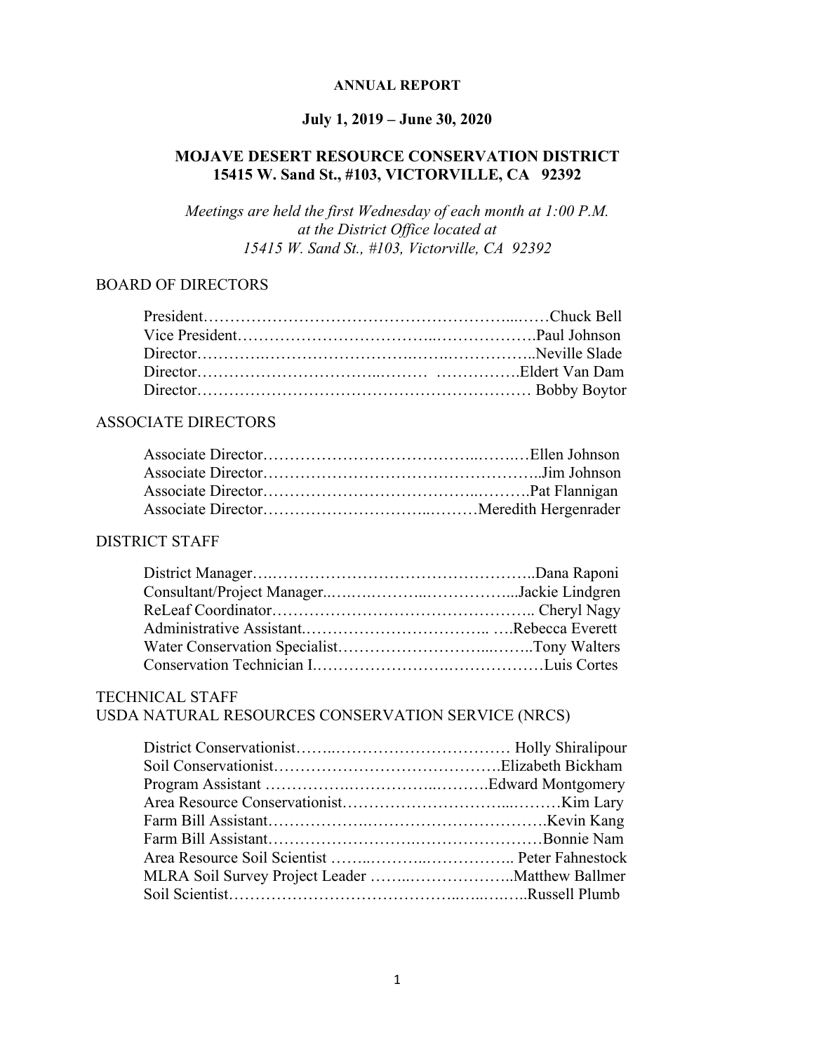# ANNUAL REPORT

## July 1, 2019 – June 30, 2020

## MOJAVE DESERT RESOURCE CONSERVATION DISTRICT
## 15415 W. Sand St., #103, VICTORVILLE, CA 92392

*Meetings are held the first Wednesday of each month at 1:00 P.M.*
*at the District Office located at*
*15415 W. Sand St., #103, Victorville, CA 92392*

### BOARD OF DIRECTORS

President……………………………………………………...……Chuck Bell
Vice President………………………………..……………….Paul Johnson
Director……….………………………….…….……………..Neville Slade
Director…………………………...……… …………….Eldert Van Dam
Director……………………………………………………… Bobby Boytor

### ASSOCIATE DIRECTORS

Associate Director…………………………………..……..…Ellen Johnson
Associate Director……………………………………………..Jim Johnson
Associate Director………………………………...……….Pat Flannigan
Associate Director…………………………..………Meredith Hergenrader

### DISTRICT STAFF

District Manager….…………………………………………..Dana Raponi
Consultant/Project Manager..…….………..……………...Jackie Lindgren
ReLeaf Coordinator……………………………………….. Cheryl Nagy
Administrative Assistant.…………………………….. ….Rebecca Everett
Water Conservation Specialist………………………...……..Tony Walters
Conservation Technician I.…………………….………………Luis Cortes

### TECHNICAL STAFF
### USDA NATURAL RESOURCES CONSERVATION SERVICE (NRCS)

District Conservationist……..…………………………… Holly Shiralipour
Soil Conservationist…………………………………….Elizabeth Bickham
Program Assistant …………….…………..……….Edward Montgomery
Area Resource Conservationist…………………………...………Kim Lary
Farm Bill Assistant……………….…………………………….Kevin Kang
Farm Bill Assistant……………………….……………………Bonnie Nam
Area Resource Soil Scientist ……..………..…………….. Peter Fahnestock
MLRA Soil Survey Project Leader ……..………………..Matthew Ballmer
Soil Scientist…………………………………..…..….…..Russell Plumb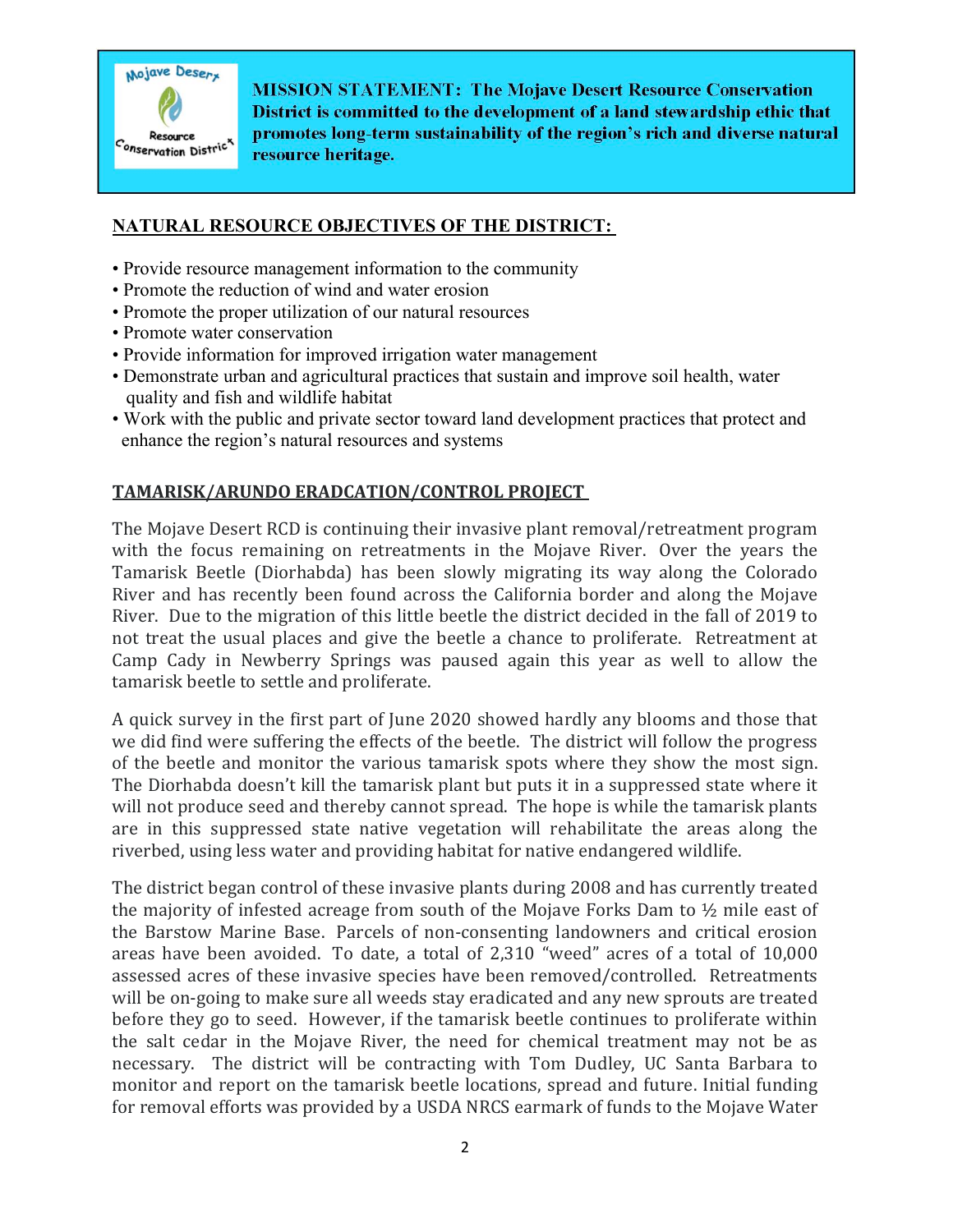**MISSION STATEMENT: The Mojave Desert Resource Conservation District is committed to the development of a land stewardship ethic that promotes long-term sustainability of the region's rich and diverse natural resource heritage.**

## NATURAL RESOURCE OBJECTIVES OF THE DISTRICT:

- Provide resource management information to the community
- Promote the reduction of wind and water erosion
- Promote the proper utilization of our natural resources
- Promote water conservation
- Provide information for improved irrigation water management
- Demonstrate urban and agricultural practices that sustain and improve soil health, water quality and fish and wildlife habitat
- Work with the public and private sector toward land development practices that protect and enhance the region's natural resources and systems

## TAMARISK/ARUNDO ERADCATION/CONTROL PROJECT

The Mojave Desert RCD is continuing their invasive plant removal/retreatment program with the focus remaining on retreatments in the Mojave River. Over the years the Tamarisk Beetle (Diorhabda) has been slowly migrating its way along the Colorado River and has recently been found across the California border and along the Mojave River. Due to the migration of this little beetle the district decided in the fall of 2019 to not treat the usual places and give the beetle a chance to proliferate. Retreatment at Camp Cady in Newberry Springs was paused again this year as well to allow the tamarisk beetle to settle and proliferate.

A quick survey in the first part of June 2020 showed hardly any blooms and those that we did find were suffering the effects of the beetle. The district will follow the progress of the beetle and monitor the various tamarisk spots where they show the most sign. The Diorhabda doesn't kill the tamarisk plant but puts it in a suppressed state where it will not produce seed and thereby cannot spread. The hope is while the tamarisk plants are in this suppressed state native vegetation will rehabilitate the areas along the riverbed, using less water and providing habitat for native endangered wildlife.

The district began control of these invasive plants during 2008 and has currently treated the majority of infested acreage from south of the Mojave Forks Dam to ½ mile east of the Barstow Marine Base. Parcels of non-consenting landowners and critical erosion areas have been avoided. To date, a total of 2,310 "weed" acres of a total of 10,000 assessed acres of these invasive species have been removed/controlled. Retreatments will be on-going to make sure all weeds stay eradicated and any new sprouts are treated before they go to seed. However, if the tamarisk beetle continues to proliferate within the salt cedar in the Mojave River, the need for chemical treatment may not be as necessary. The district will be contracting with Tom Dudley, UC Santa Barbara to monitor and report on the tamarisk beetle locations, spread and future. Initial funding for removal efforts was provided by a USDA NRCS earmark of funds to the Mojave Water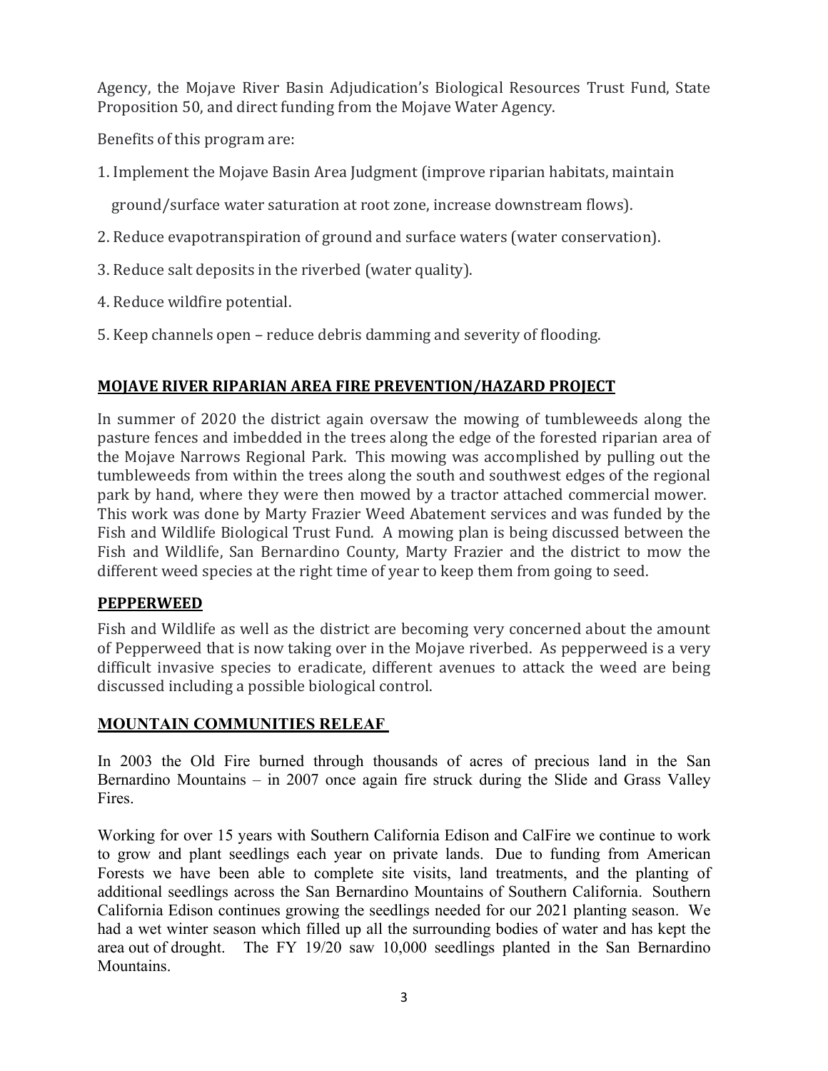Agency, the Mojave River Basin Adjudication's Biological Resources Trust Fund, State Proposition 50, and direct funding from the Mojave Water Agency.

Benefits of this program are:

1. Implement the Mojave Basin Area Judgment (improve riparian habitats, maintain ground/surface water saturation at root zone, increase downstream flows).
2. Reduce evapotranspiration of ground and surface waters (water conservation).
3. Reduce salt deposits in the riverbed (water quality).
4. Reduce wildfire potential.
5. Keep channels open – reduce debris damming and severity of flooding.

## MOJAVE RIVER RIPARIAN AREA FIRE PREVENTION/HAZARD PROJECT

In summer of 2020 the district again oversaw the mowing of tumbleweeds along the pasture fences and imbedded in the trees along the edge of the forested riparian area of the Mojave Narrows Regional Park. This mowing was accomplished by pulling out the tumbleweeds from within the trees along the south and southwest edges of the regional park by hand, where they were then mowed by a tractor attached commercial mower. This work was done by Marty Frazier Weed Abatement services and was funded by the Fish and Wildlife Biological Trust Fund. A mowing plan is being discussed between the Fish and Wildlife, San Bernardino County, Marty Frazier and the district to mow the different weed species at the right time of year to keep them from going to seed.

## PEPPERWEED

Fish and Wildlife as well as the district are becoming very concerned about the amount of Pepperweed that is now taking over in the Mojave riverbed. As pepperweed is a very difficult invasive species to eradicate, different avenues to attack the weed are being discussed including a possible biological control.

## MOUNTAIN COMMUNITIES RELEAF

In 2003 the Old Fire burned through thousands of acres of precious land in the San Bernardino Mountains – in 2007 once again fire struck during the Slide and Grass Valley Fires.

Working for over 15 years with Southern California Edison and CalFire we continue to work to grow and plant seedlings each year on private lands. Due to funding from American Forests we have been able to complete site visits, land treatments, and the planting of additional seedlings across the San Bernardino Mountains of Southern California. Southern California Edison continues growing the seedlings needed for our 2021 planting season. We had a wet winter season which filled up all the surrounding bodies of water and has kept the area out of drought. The FY 19/20 saw 10,000 seedlings planted in the San Bernardino Mountains.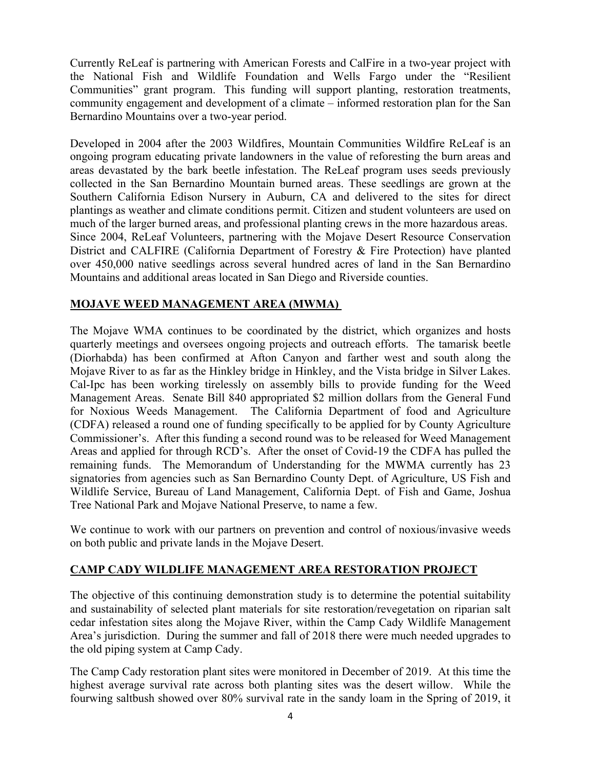Currently ReLeaf is partnering with American Forests and CalFire in a two-year project with the National Fish and Wildlife Foundation and Wells Fargo under the "Resilient Communities" grant program. This funding will support planting, restoration treatments, community engagement and development of a climate – informed restoration plan for the San Bernardino Mountains over a two-year period.

Developed in 2004 after the 2003 Wildfires, Mountain Communities Wildfire ReLeaf is an ongoing program educating private landowners in the value of reforesting the burn areas and areas devastated by the bark beetle infestation. The ReLeaf program uses seeds previously collected in the San Bernardino Mountain burned areas. These seedlings are grown at the Southern California Edison Nursery in Auburn, CA and delivered to the sites for direct plantings as weather and climate conditions permit. Citizen and student volunteers are used on much of the larger burned areas, and professional planting crews in the more hazardous areas. Since 2004, ReLeaf Volunteers, partnering with the Mojave Desert Resource Conservation District and CALFIRE (California Department of Forestry & Fire Protection) have planted over 450,000 native seedlings across several hundred acres of land in the San Bernardino Mountains and additional areas located in San Diego and Riverside counties.

## MOJAVE WEED MANAGEMENT AREA (MWMA)

The Mojave WMA continues to be coordinated by the district, which organizes and hosts quarterly meetings and oversees ongoing projects and outreach efforts. The tamarisk beetle (Diorhabda) has been confirmed at Afton Canyon and farther west and south along the Mojave River to as far as the Hinkley bridge in Hinkley, and the Vista bridge in Silver Lakes. Cal-Ipc has been working tirelessly on assembly bills to provide funding for the Weed Management Areas. Senate Bill 840 appropriated $2 million dollars from the General Fund for Noxious Weeds Management. The California Department of food and Agriculture (CDFA) released a round one of funding specifically to be applied for by County Agriculture Commissioner's. After this funding a second round was to be released for Weed Management Areas and applied for through RCD's. After the onset of Covid-19 the CDFA has pulled the remaining funds. The Memorandum of Understanding for the MWMA currently has 23 signatories from agencies such as San Bernardino County Dept. of Agriculture, US Fish and Wildlife Service, Bureau of Land Management, California Dept. of Fish and Game, Joshua Tree National Park and Mojave National Preserve, to name a few.

We continue to work with our partners on prevention and control of noxious/invasive weeds on both public and private lands in the Mojave Desert.

## CAMP CADY WILDLIFE MANAGEMENT AREA RESTORATION PROJECT

The objective of this continuing demonstration study is to determine the potential suitability and sustainability of selected plant materials for site restoration/revegetation on riparian salt cedar infestation sites along the Mojave River, within the Camp Cady Wildlife Management Area's jurisdiction. During the summer and fall of 2018 there were much needed upgrades to the old piping system at Camp Cady.

The Camp Cady restoration plant sites were monitored in December of 2019. At this time the highest average survival rate across both planting sites was the desert willow. While the fourwing saltbush showed over 80% survival rate in the sandy loam in the Spring of 2019, it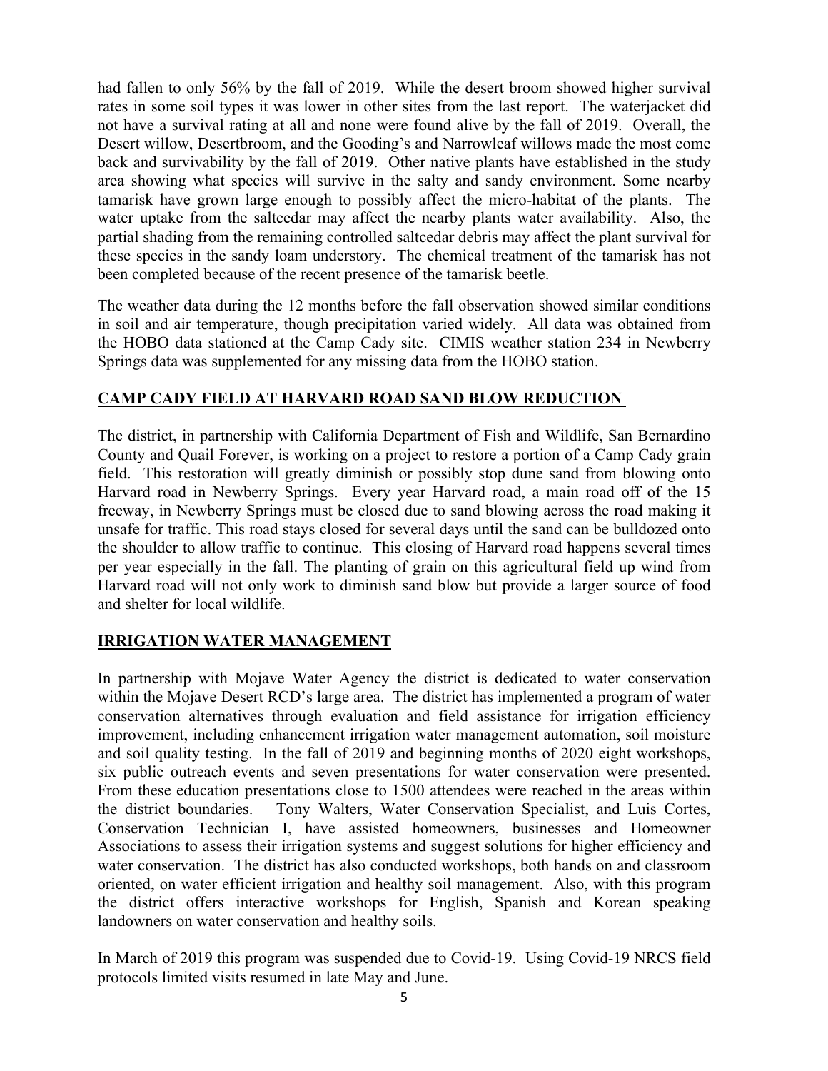had fallen to only 56% by the fall of 2019. While the desert broom showed higher survival rates in some soil types it was lower in other sites from the last report. The waterjacket did not have a survival rating at all and none were found alive by the fall of 2019. Overall, the Desert willow, Desertbroom, and the Gooding's and Narrowleaf willows made the most come back and survivability by the fall of 2019. Other native plants have established in the study area showing what species will survive in the salty and sandy environment. Some nearby tamarisk have grown large enough to possibly affect the micro-habitat of the plants. The water uptake from the saltcedar may affect the nearby plants water availability. Also, the partial shading from the remaining controlled saltcedar debris may affect the plant survival for these species in the sandy loam understory. The chemical treatment of the tamarisk has not been completed because of the recent presence of the tamarisk beetle.

The weather data during the 12 months before the fall observation showed similar conditions in soil and air temperature, though precipitation varied widely. All data was obtained from the HOBO data stationed at the Camp Cady site. CIMIS weather station 234 in Newberry Springs data was supplemented for any missing data from the HOBO station.

## CAMP CADY FIELD AT HARVARD ROAD SAND BLOW REDUCTION

The district, in partnership with California Department of Fish and Wildlife, San Bernardino County and Quail Forever, is working on a project to restore a portion of a Camp Cady grain field. This restoration will greatly diminish or possibly stop dune sand from blowing onto Harvard road in Newberry Springs. Every year Harvard road, a main road off of the 15 freeway, in Newberry Springs must be closed due to sand blowing across the road making it unsafe for traffic. This road stays closed for several days until the sand can be bulldozed onto the shoulder to allow traffic to continue. This closing of Harvard road happens several times per year especially in the fall. The planting of grain on this agricultural field up wind from Harvard road will not only work to diminish sand blow but provide a larger source of food and shelter for local wildlife.

## IRRIGATION WATER MANAGEMENT

In partnership with Mojave Water Agency the district is dedicated to water conservation within the Mojave Desert RCD's large area. The district has implemented a program of water conservation alternatives through evaluation and field assistance for irrigation efficiency improvement, including enhancement irrigation water management automation, soil moisture and soil quality testing. In the fall of 2019 and beginning months of 2020 eight workshops, six public outreach events and seven presentations for water conservation were presented. From these education presentations close to 1500 attendees were reached in the areas within the district boundaries. Tony Walters, Water Conservation Specialist, and Luis Cortes, Conservation Technician I, have assisted homeowners, businesses and Homeowner Associations to assess their irrigation systems and suggest solutions for higher efficiency and water conservation. The district has also conducted workshops, both hands on and classroom oriented, on water efficient irrigation and healthy soil management. Also, with this program the district offers interactive workshops for English, Spanish and Korean speaking landowners on water conservation and healthy soils.

In March of 2019 this program was suspended due to Covid-19. Using Covid-19 NRCS field protocols limited visits resumed in late May and June.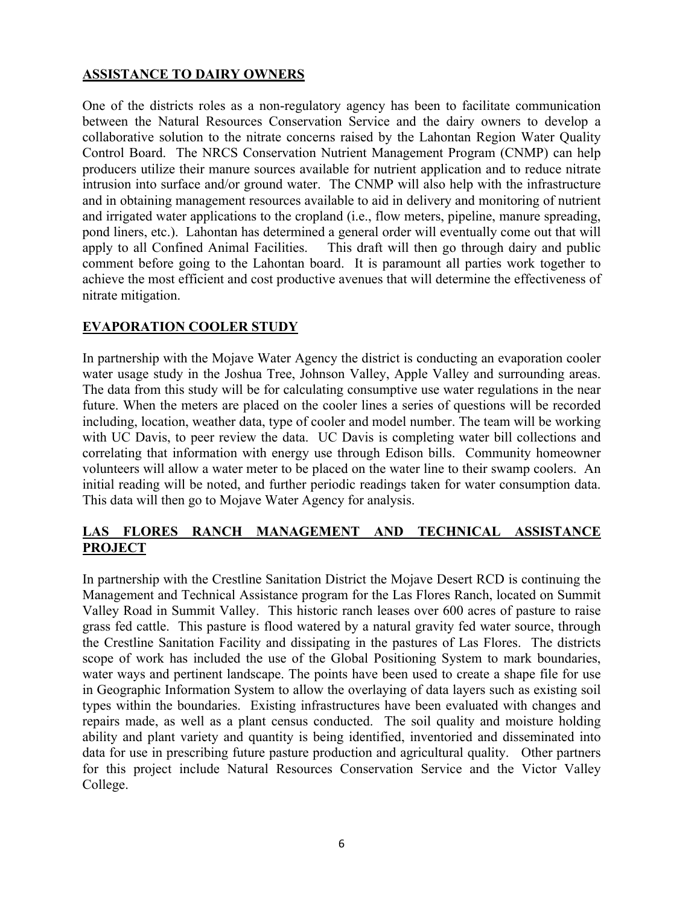## ASSISTANCE TO DAIRY OWNERS

One of the districts roles as a non-regulatory agency has been to facilitate communication between the Natural Resources Conservation Service and the dairy owners to develop a collaborative solution to the nitrate concerns raised by the Lahontan Region Water Quality Control Board. The NRCS Conservation Nutrient Management Program (CNMP) can help producers utilize their manure sources available for nutrient application and to reduce nitrate intrusion into surface and/or ground water. The CNMP will also help with the infrastructure and in obtaining management resources available to aid in delivery and monitoring of nutrient and irrigated water applications to the cropland (i.e., flow meters, pipeline, manure spreading, pond liners, etc.). Lahontan has determined a general order will eventually come out that will apply to all Confined Animal Facilities. This draft will then go through dairy and public comment before going to the Lahontan board. It is paramount all parties work together to achieve the most efficient and cost productive avenues that will determine the effectiveness of nitrate mitigation.

## EVAPORATION COOLER STUDY

In partnership with the Mojave Water Agency the district is conducting an evaporation cooler water usage study in the Joshua Tree, Johnson Valley, Apple Valley and surrounding areas. The data from this study will be for calculating consumptive use water regulations in the near future. When the meters are placed on the cooler lines a series of questions will be recorded including, location, weather data, type of cooler and model number. The team will be working with UC Davis, to peer review the data. UC Davis is completing water bill collections and correlating that information with energy use through Edison bills. Community homeowner volunteers will allow a water meter to be placed on the water line to their swamp coolers. An initial reading will be noted, and further periodic readings taken for water consumption data. This data will then go to Mojave Water Agency for analysis.

## LAS FLORES RANCH MANAGEMENT AND TECHNICAL ASSISTANCE PROJECT

In partnership with the Crestline Sanitation District the Mojave Desert RCD is continuing the Management and Technical Assistance program for the Las Flores Ranch, located on Summit Valley Road in Summit Valley. This historic ranch leases over 600 acres of pasture to raise grass fed cattle. This pasture is flood watered by a natural gravity fed water source, through the Crestline Sanitation Facility and dissipating in the pastures of Las Flores. The districts scope of work has included the use of the Global Positioning System to mark boundaries, water ways and pertinent landscape. The points have been used to create a shape file for use in Geographic Information System to allow the overlaying of data layers such as existing soil types within the boundaries. Existing infrastructures have been evaluated with changes and repairs made, as well as a plant census conducted. The soil quality and moisture holding ability and plant variety and quantity is being identified, inventoried and disseminated into data for use in prescribing future pasture production and agricultural quality. Other partners for this project include Natural Resources Conservation Service and the Victor Valley College.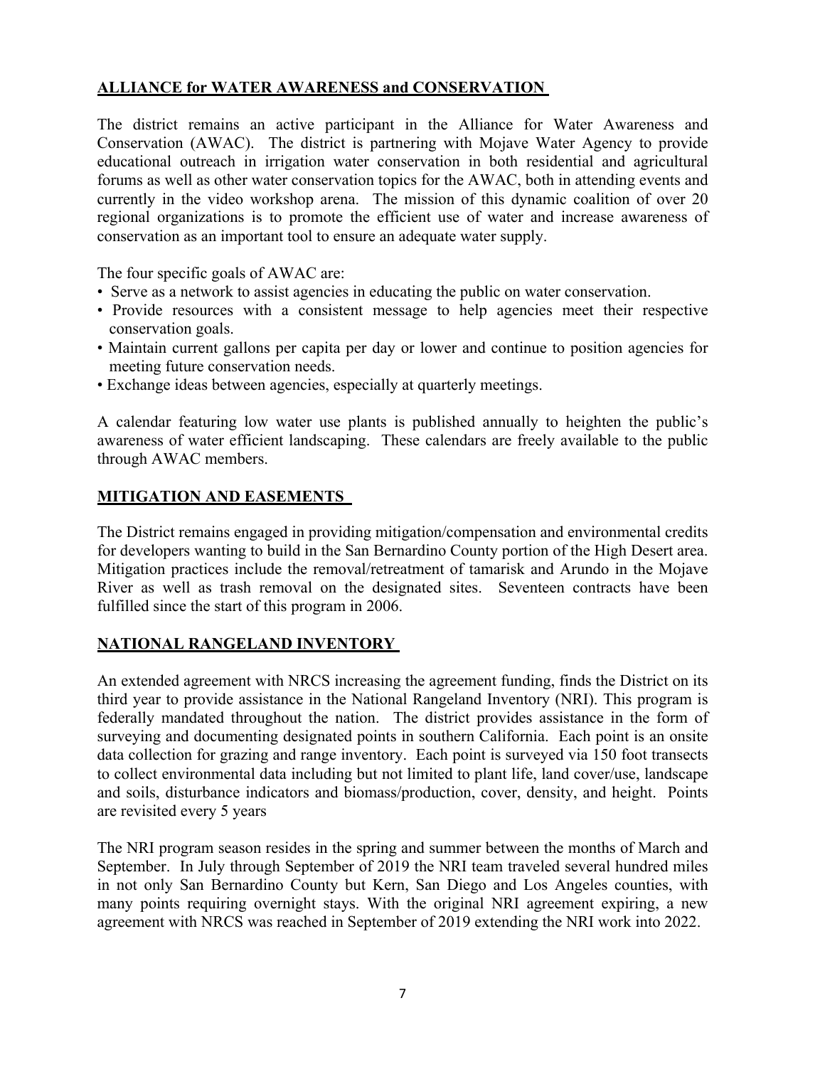## ALLIANCE for WATER AWARENESS and CONSERVATION

The district remains an active participant in the Alliance for Water Awareness and Conservation (AWAC). The district is partnering with Mojave Water Agency to provide educational outreach in irrigation water conservation in both residential and agricultural forums as well as other water conservation topics for the AWAC, both in attending events and currently in the video workshop arena. The mission of this dynamic coalition of over 20 regional organizations is to promote the efficient use of water and increase awareness of conservation as an important tool to ensure an adequate water supply.

The four specific goals of AWAC are:

- Serve as a network to assist agencies in educating the public on water conservation.
- Provide resources with a consistent message to help agencies meet their respective conservation goals.
- Maintain current gallons per capita per day or lower and continue to position agencies for meeting future conservation needs.
- Exchange ideas between agencies, especially at quarterly meetings.

A calendar featuring low water use plants is published annually to heighten the public's awareness of water efficient landscaping. These calendars are freely available to the public through AWAC members.

## MITIGATION AND EASEMENTS

The District remains engaged in providing mitigation/compensation and environmental credits for developers wanting to build in the San Bernardino County portion of the High Desert area. Mitigation practices include the removal/retreatment of tamarisk and Arundo in the Mojave River as well as trash removal on the designated sites. Seventeen contracts have been fulfilled since the start of this program in 2006.

## NATIONAL RANGELAND INVENTORY

An extended agreement with NRCS increasing the agreement funding, finds the District on its third year to provide assistance in the National Rangeland Inventory (NRI). This program is federally mandated throughout the nation. The district provides assistance in the form of surveying and documenting designated points in southern California. Each point is an onsite data collection for grazing and range inventory. Each point is surveyed via 150 foot transects to collect environmental data including but not limited to plant life, land cover/use, landscape and soils, disturbance indicators and biomass/production, cover, density, and height. Points are revisited every 5 years

The NRI program season resides in the spring and summer between the months of March and September. In July through September of 2019 the NRI team traveled several hundred miles in not only San Bernardino County but Kern, San Diego and Los Angeles counties, with many points requiring overnight stays. With the original NRI agreement expiring, a new agreement with NRCS was reached in September of 2019 extending the NRI work into 2022.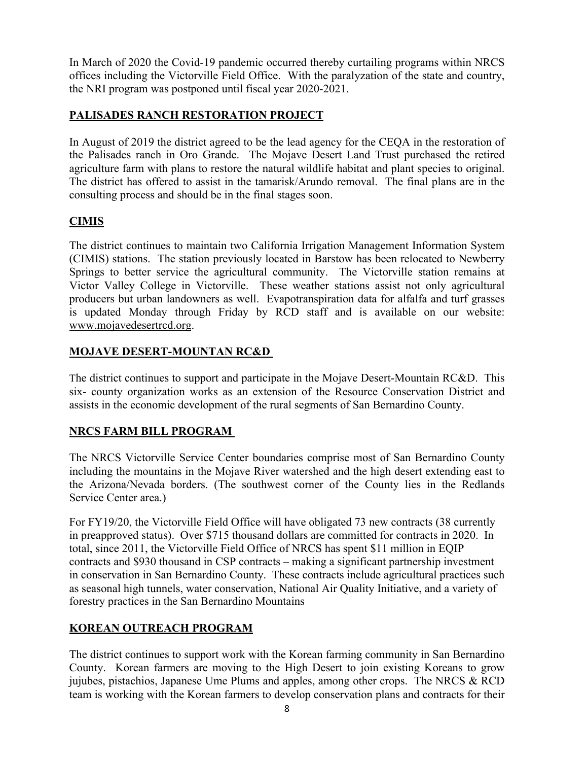In March of 2020 the Covid-19 pandemic occurred thereby curtailing programs within NRCS offices including the Victorville Field Office. With the paralyzation of the state and country, the NRI program was postponed until fiscal year 2020-2021.

## PALISADES RANCH RESTORATION PROJECT

In August of 2019 the district agreed to be the lead agency for the CEQA in the restoration of the Palisades ranch in Oro Grande. The Mojave Desert Land Trust purchased the retired agriculture farm with plans to restore the natural wildlife habitat and plant species to original. The district has offered to assist in the tamarisk/Arundo removal. The final plans are in the consulting process and should be in the final stages soon.

## CIMIS

The district continues to maintain two California Irrigation Management Information System (CIMIS) stations. The station previously located in Barstow has been relocated to Newberry Springs to better service the agricultural community. The Victorville station remains at Victor Valley College in Victorville. These weather stations assist not only agricultural producers but urban landowners as well. Evapotranspiration data for alfalfa and turf grasses is updated Monday through Friday by RCD staff and is available on our website: www.mojavedesertrcd.org.

## MOJAVE DESERT-MOUNTAN RC&D

The district continues to support and participate in the Mojave Desert-Mountain RC&D. This six- county organization works as an extension of the Resource Conservation District and assists in the economic development of the rural segments of San Bernardino County.

## NRCS FARM BILL PROGRAM

The NRCS Victorville Service Center boundaries comprise most of San Bernardino County including the mountains in the Mojave River watershed and the high desert extending east to the Arizona/Nevada borders. (The southwest corner of the County lies in the Redlands Service Center area.)

For FY19/20, the Victorville Field Office will have obligated 73 new contracts (38 currently in preapproved status). Over $715 thousand dollars are committed for contracts in 2020. In total, since 2011, the Victorville Field Office of NRCS has spent $11 million in EQIP contracts and $930 thousand in CSP contracts – making a significant partnership investment in conservation in San Bernardino County. These contracts include agricultural practices such as seasonal high tunnels, water conservation, National Air Quality Initiative, and a variety of forestry practices in the San Bernardino Mountains

## KOREAN OUTREACH PROGRAM

The district continues to support work with the Korean farming community in San Bernardino County. Korean farmers are moving to the High Desert to join existing Koreans to grow jujubes, pistachios, Japanese Ume Plums and apples, among other crops. The NRCS & RCD team is working with the Korean farmers to develop conservation plans and contracts for their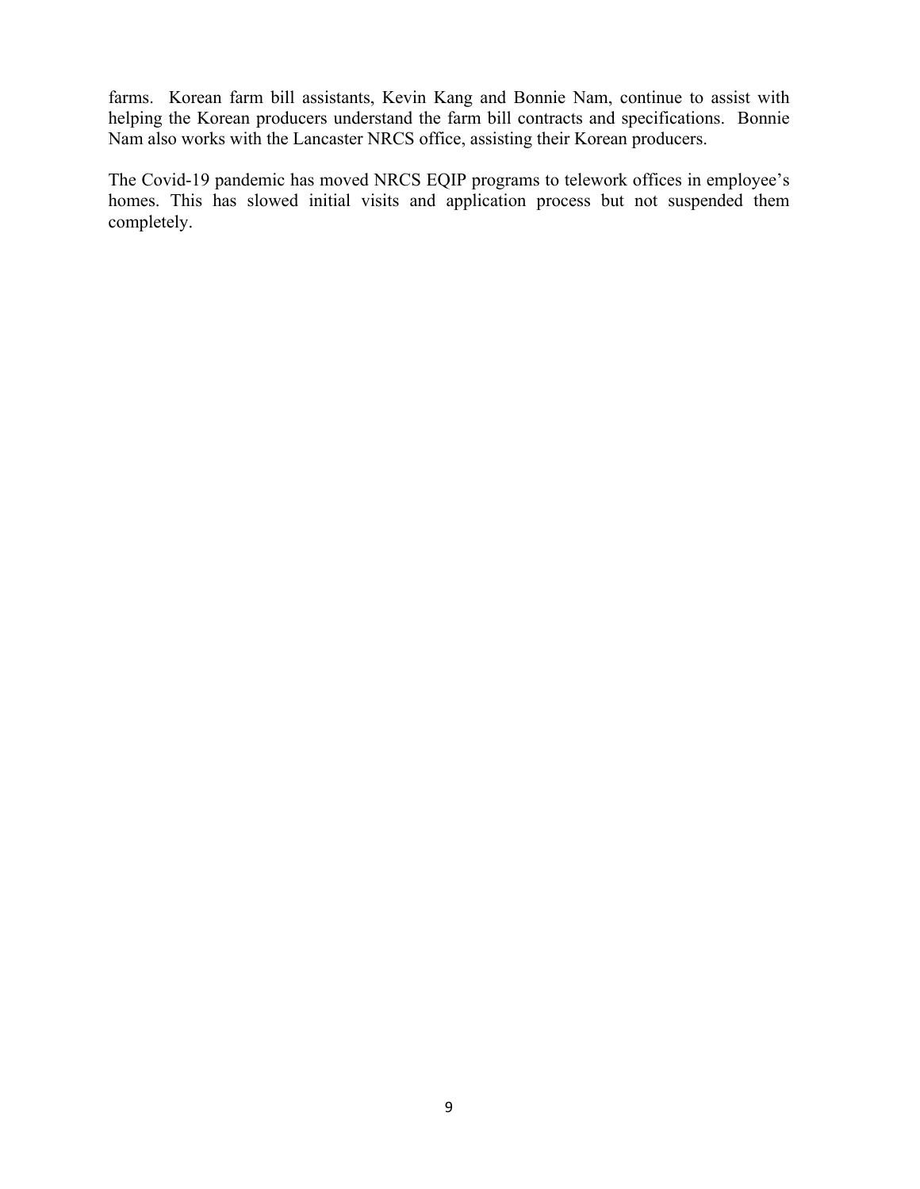farms. Korean farm bill assistants, Kevin Kang and Bonnie Nam, continue to assist with helping the Korean producers understand the farm bill contracts and specifications. Bonnie Nam also works with the Lancaster NRCS office, assisting their Korean producers.

The Covid-19 pandemic has moved NRCS EQIP programs to telework offices in employee's homes. This has slowed initial visits and application process but not suspended them completely.